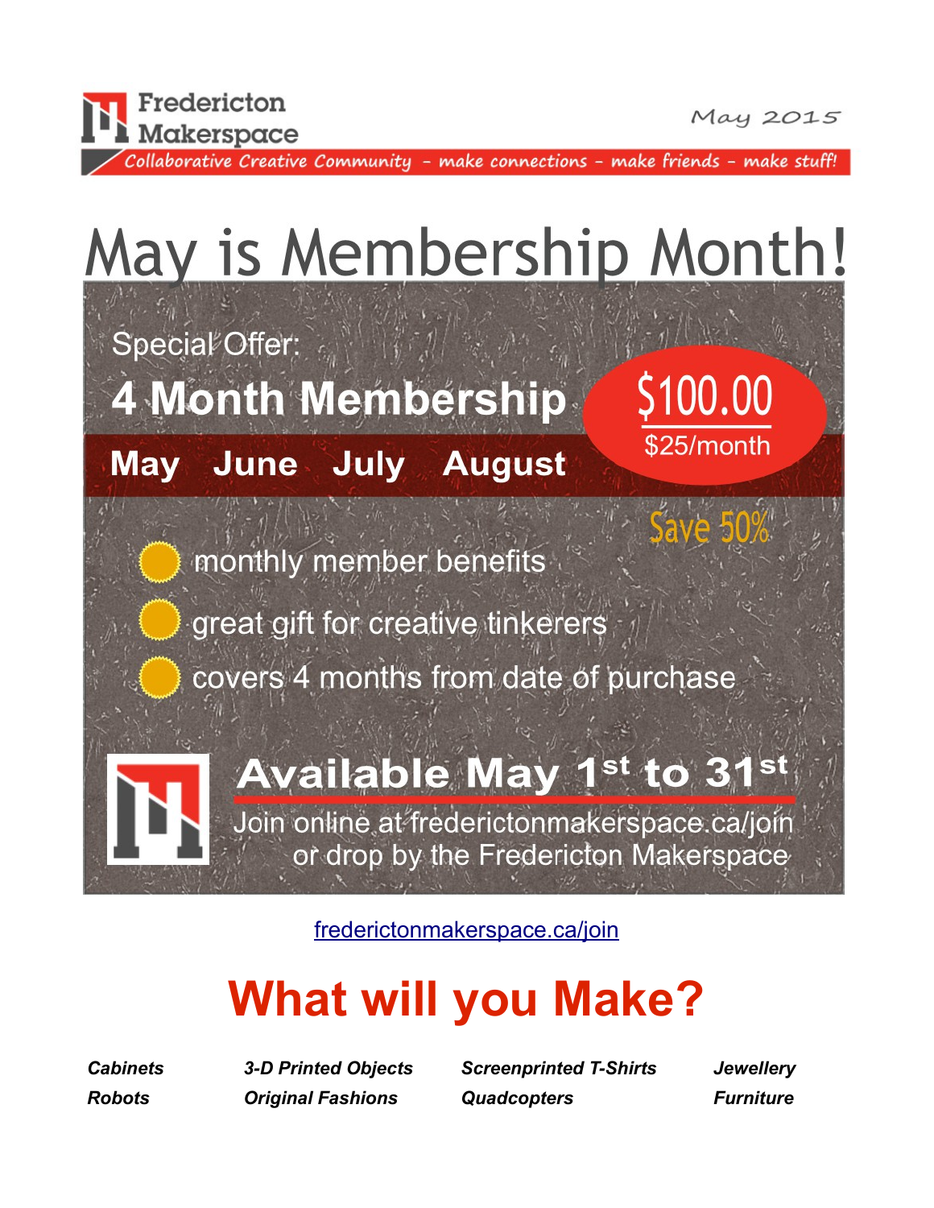Fredericton Makerspace

May 2015

*Collaborative Creative Community – make connections – make friends – make stuff!*

# May is Membership Month!

Special Offer:

## 4 Month Membership

**May June July August**

**$100.00**

$25/month

Save 50%

- monthly member benefits
- great gift for creative tinkerers
- covers 4 months from date of purchase

**Available May 1st to 31st**

Join online at frederictonmakerspace.ca/join or drop by the Fredericton Makerspace

[frederictonmakerspace.ca/join](frederictonmakerspace.ca/join)

# What will you Make?

| | | | |
|---|---|---|---|
| ***Cabinets*** | ***3-D Printed Objects*** | ***Screenprinted T-Shirts*** | ***Jewellery*** |
| ***Robots*** | ***Original Fashions*** | ***Quadcopters*** | ***Furniture*** |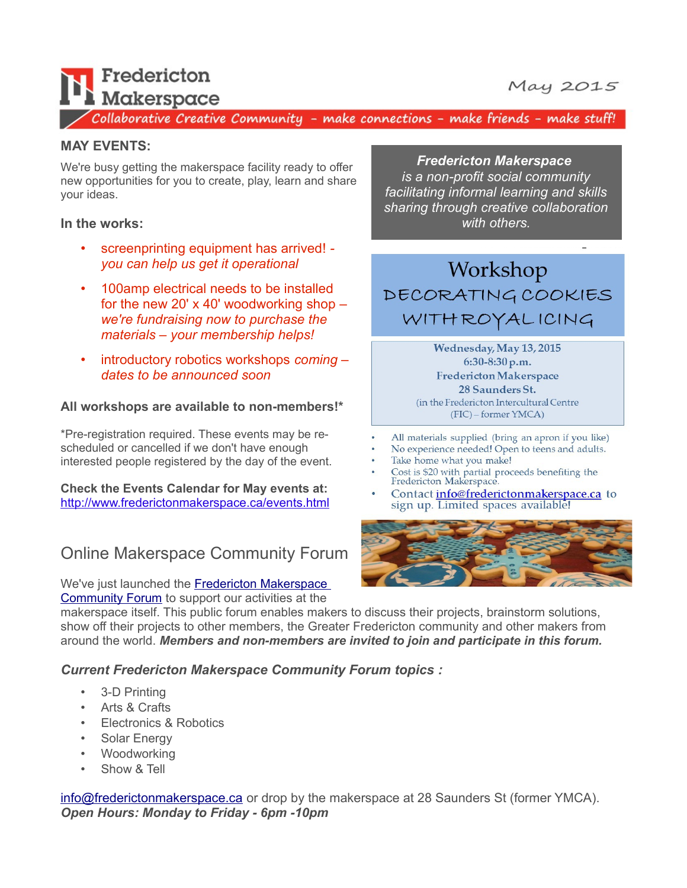# Fredericton Makerspace

May 2015

*Collaborative Creative Community – make connections – make friends – make stuff!*

## MAY EVENTS:

We're busy getting the makerspace facility ready to offer new opportunities for you to create, play, learn and share your ideas.

### In the works:

- screenprinting equipment has arrived! - *you can help us get it operational*
- 100amp electrical needs to be installed for the new 20' x 40' woodworking shop – *we're fundraising now to purchase the materials – your membership helps!*
- introductory robotics workshops *coming – dates to be announced soon*

**All workshops are available to non-members!\***

\*Pre-registration required. These events may be re-scheduled or cancelled if we don't have enough interested people registered by the day of the event.

**Check the Events Calendar for May events at:**
http://www.frederictonmakerspace.ca/events.html

***Fredericton Makerspace*** *is a non-profit social community facilitating informal learning and skills sharing through creative collaboration with others.*

## Workshop
### DECORATING COOKIES WITH ROYAL ICING

**Wednesday, May 13, 2015**
**6:30-8:30 p.m.**
**Fredericton Makerspace**
**28 Saunders St.**
(in the Fredericton Intercultural Centre (FIC) – former YMCA)

- All materials supplied (bring an apron if you like)
- No experience needed! Open to teens and adults.
- Take home what you make!
- Cost is $20 with partial proceeds benefiting the Fredericton Makerspace.
- Contact info@frederictonmakerspace.ca to sign up. Limited spaces available!

## Online Makerspace Community Forum

We've just launched the Fredericton Makerspace Community Forum to support our activities at the makerspace itself. This public forum enables makers to discuss their projects, brainstorm solutions, show off their projects to other members, the Greater Fredericton community and other makers from around the world. ***Members and non-members are invited to join and participate in this forum.***

***Current Fredericton Makerspace Community Forum topics :***

- 3-D Printing
- Arts & Crafts
- Electronics & Robotics
- Solar Energy
- Woodworking
- Show & Tell

info@frederictonmakerspace.ca or drop by the makerspace at 28 Saunders St (former YMCA).
***Open Hours: Monday to Friday - 6pm -10pm***